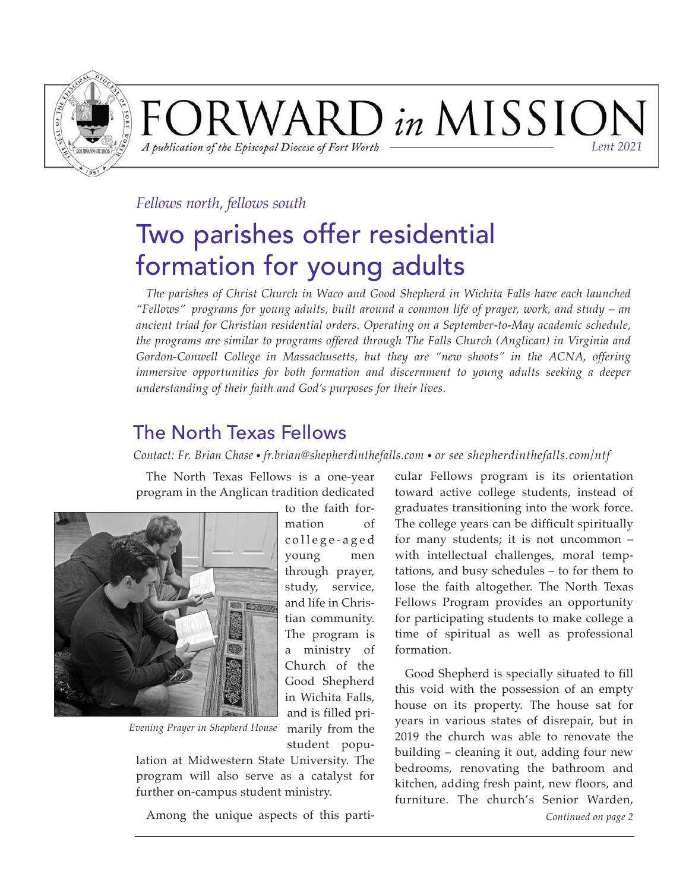# FORWARD *in* MISSION

*A publication of the Episcopal Diocese of Fort Worth* — *Lent 2021*

*Fellows north, fellows south*

# Two parishes offer residential formation for young adults

*The parishes of Christ Church in Waco and Good Shepherd in Wichita Falls have each launched "Fellows" programs for young adults, built around a common life of prayer, work, and study – an ancient triad for Christian residential orders. Operating on a September-to-May academic schedule, the programs are similar to programs offered through The Falls Church (Anglican) in Virginia and Gordon-Conwell College in Massachusetts, but they are "new shoots" in the ACNA, offering immersive opportunities for both formation and discernment to young adults seeking a deeper understanding of their faith and God's purposes for their lives.*

## The North Texas Fellows

*Contact: Fr. Brian Chase • fr.brian@shepherdinthefalls.com • or see shepherdinthefalls.com/ntf*

The North Texas Fellows is a one-year program in the Anglican tradition dedicated to the faith formation of college-aged young men through prayer, study, service, and life in Christian community. The program is a ministry of Church of the Good Shepherd in Wichita Falls, and is filled primarily from the student population at Midwestern State University. The program will also serve as a catalyst for further on-campus student ministry.

*Evening Prayer in Shepherd House*

Among the unique aspects of this particular Fellows program is its orientation toward active college students, instead of graduates transitioning into the work force. The college years can be difficult spiritually for many students; it is not uncommon – with intellectual challenges, moral temptations, and busy schedules – to for them to lose the faith altogether. The North Texas Fellows Program provides an opportunity for participating students to make college a time of spiritual as well as professional formation.

Good Shepherd is specially situated to fill this void with the possession of an empty house on its property. The house sat for years in various states of disrepair, but in 2019 the church was able to renovate the building – cleaning it out, adding four new bedrooms, renovating the bathroom and kitchen, adding fresh paint, new floors, and furniture. The church's Senior Warden,

*Continued on page 2*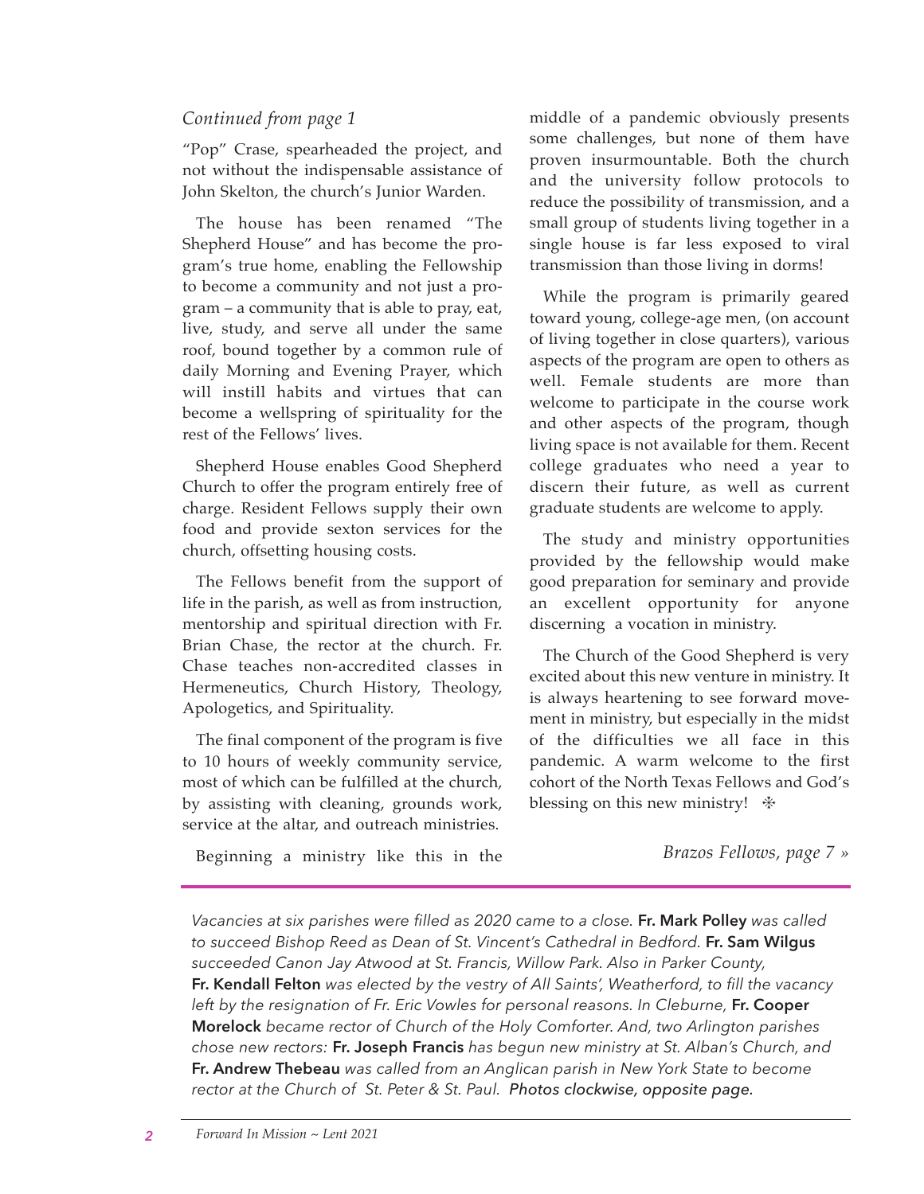*Continued from page 1*

"Pop" Crase, spearheaded the project, and not without the indispensable assistance of John Skelton, the church's Junior Warden.

The house has been renamed "The Shepherd House" and has become the program's true home, enabling the Fellowship to become a community and not just a program – a community that is able to pray, eat, live, study, and serve all under the same roof, bound together by a common rule of daily Morning and Evening Prayer, which will instill habits and virtues that can become a wellspring of spirituality for the rest of the Fellows' lives.

Shepherd House enables Good Shepherd Church to offer the program entirely free of charge. Resident Fellows supply their own food and provide sexton services for the church, offsetting housing costs.

The Fellows benefit from the support of life in the parish, as well as from instruction, mentorship and spiritual direction with Fr. Brian Chase, the rector at the church. Fr. Chase teaches non-accredited classes in Hermeneutics, Church History, Theology, Apologetics, and Spirituality.

The final component of the program is five to 10 hours of weekly community service, most of which can be fulfilled at the church, by assisting with cleaning, grounds work, service at the altar, and outreach ministries.

Beginning a ministry like this in the middle of a pandemic obviously presents some challenges, but none of them have proven insurmountable. Both the church and the university follow protocols to reduce the possibility of transmission, and a small group of students living together in a single house is far less exposed to viral transmission than those living in dorms!

While the program is primarily geared toward young, college-age men, (on account of living together in close quarters), various aspects of the program are open to others as well. Female students are more than welcome to participate in the course work and other aspects of the program, though living space is not available for them. Recent college graduates who need a year to discern their future, as well as current graduate students are welcome to apply.

The study and ministry opportunities provided by the fellowship would make good preparation for seminary and provide an excellent opportunity for anyone discerning a vocation in ministry.

The Church of the Good Shepherd is very excited about this new venture in ministry. It is always heartening to see forward movement in ministry, but especially in the midst of the difficulties we all face in this pandemic. A warm welcome to the first cohort of the North Texas Fellows and God's blessing on this new ministry! ❄

*Brazos Fellows, page 7 »*

---

*Vacancies at six parishes were filled as 2020 came to a close.* **Fr. Mark Polley** *was called to succeed Bishop Reed as Dean of St. Vincent's Cathedral in Bedford.* **Fr. Sam Wilgus** *succeeded Canon Jay Atwood at St. Francis, Willow Park. Also in Parker County,* **Fr. Kendall Felton** *was elected by the vestry of All Saints', Weatherford, to fill the vacancy left by the resignation of Fr. Eric Vowles for personal reasons. In Cleburne,* **Fr. Cooper Morelock** *became rector of Church of the Holy Comforter. And, two Arlington parishes chose new rectors:* **Fr. Joseph Francis** *has begun new ministry at St. Alban's Church, and* **Fr. Andrew Thebeau** *was called from an Anglican parish in New York State to become rector at the Church of St. Peter & St. Paul.* ***Photos clockwise, opposite page.***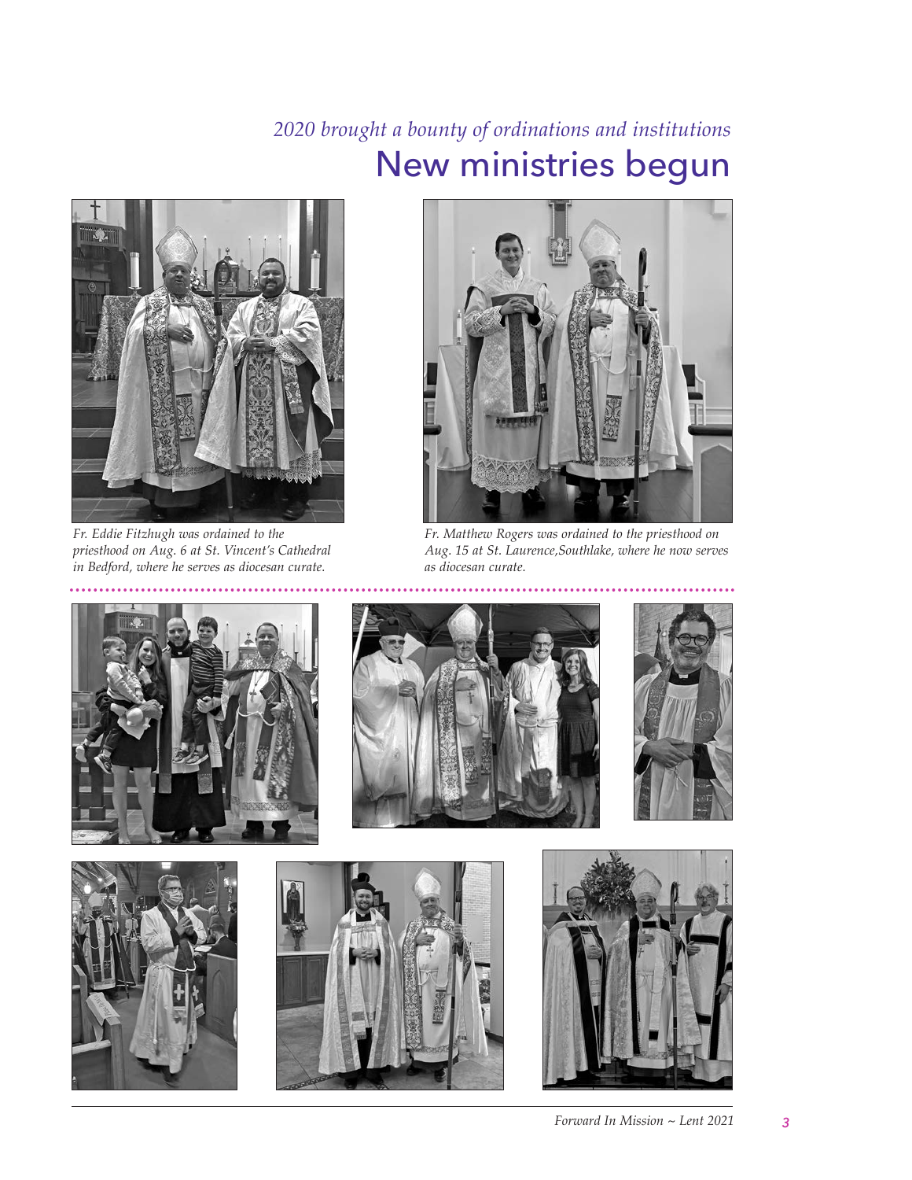*2020 brought a bounty of ordinations and institutions*

# New ministries begun

*Fr. Eddie Fitzhugh was ordained to the priesthood on Aug. 6 at St. Vincent's Cathedral in Bedford, where he serves as diocesan curate.*

*Fr. Matthew Rogers was ordained to the priesthood on Aug. 15 at St. Laurence,Southlake, where he now serves as diocesan curate.*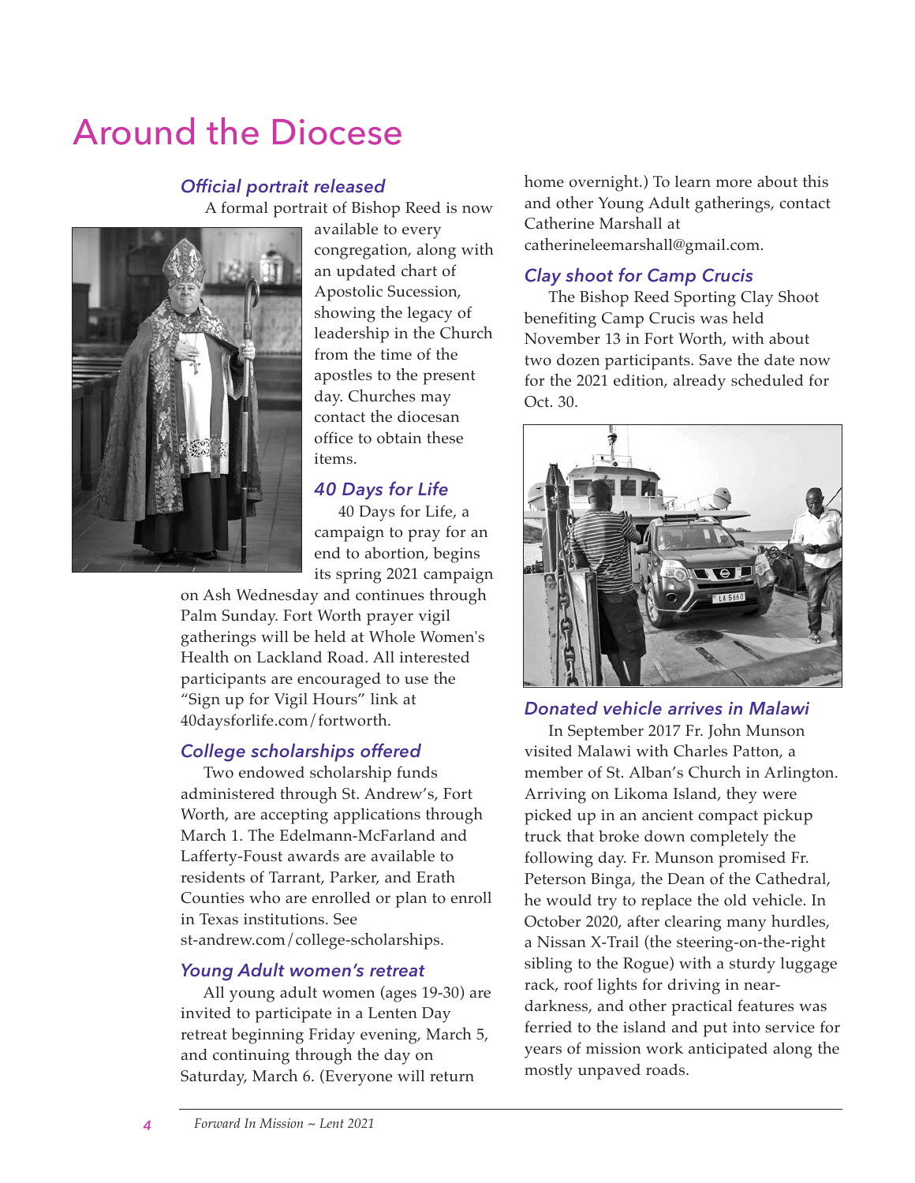# Around the Diocese

### *Official portrait released*

A formal portrait of Bishop Reed is now available to every congregation, along with an updated chart of Apostolic Sucession, showing the legacy of leadership in the Church from the time of the apostles to the present day. Churches may contact the diocesan office to obtain these items.

### *40 Days for Life*

40 Days for Life, a campaign to pray for an end to abortion, begins its spring 2021 campaign on Ash Wednesday and continues through Palm Sunday. Fort Worth prayer vigil gatherings will be held at Whole Women's Health on Lackland Road. All interested participants are encouraged to use the "Sign up for Vigil Hours" link at 40daysforlife.com/fortworth.

### *College scholarships offered*

Two endowed scholarship funds administered through St. Andrew's, Fort Worth, are accepting applications through March 1. The Edelmann-McFarland and Lafferty-Foust awards are available to residents of Tarrant, Parker, and Erath Counties who are enrolled or plan to enroll in Texas institutions. See st-andrew.com/college-scholarships.

### *Young Adult women's retreat*

All young adult women (ages 19-30) are invited to participate in a Lenten Day retreat beginning Friday evening, March 5, and continuing through the day on Saturday, March 6. (Everyone will return home overnight.) To learn more about this and other Young Adult gatherings, contact Catherine Marshall at catherineleemarshall@gmail.com.

### *Clay shoot for Camp Crucis*

The Bishop Reed Sporting Clay Shoot benefiting Camp Crucis was held November 13 in Fort Worth, with about two dozen participants. Save the date now for the 2021 edition, already scheduled for Oct. 30.

### *Donated vehicle arrives in Malawi*

In September 2017 Fr. John Munson visited Malawi with Charles Patton, a member of St. Alban's Church in Arlington. Arriving on Likoma Island, they were picked up in an ancient compact pickup truck that broke down completely the following day. Fr. Munson promised Fr. Peterson Binga, the Dean of the Cathedral, he would try to replace the old vehicle. In October 2020, after clearing many hurdles, a Nissan X-Trail (the steering-on-the-right sibling to the Rogue) with a sturdy luggage rack, roof lights for driving in near-darkness, and other practical features was ferried to the island and put into service for years of mission work anticipated along the mostly unpaved roads.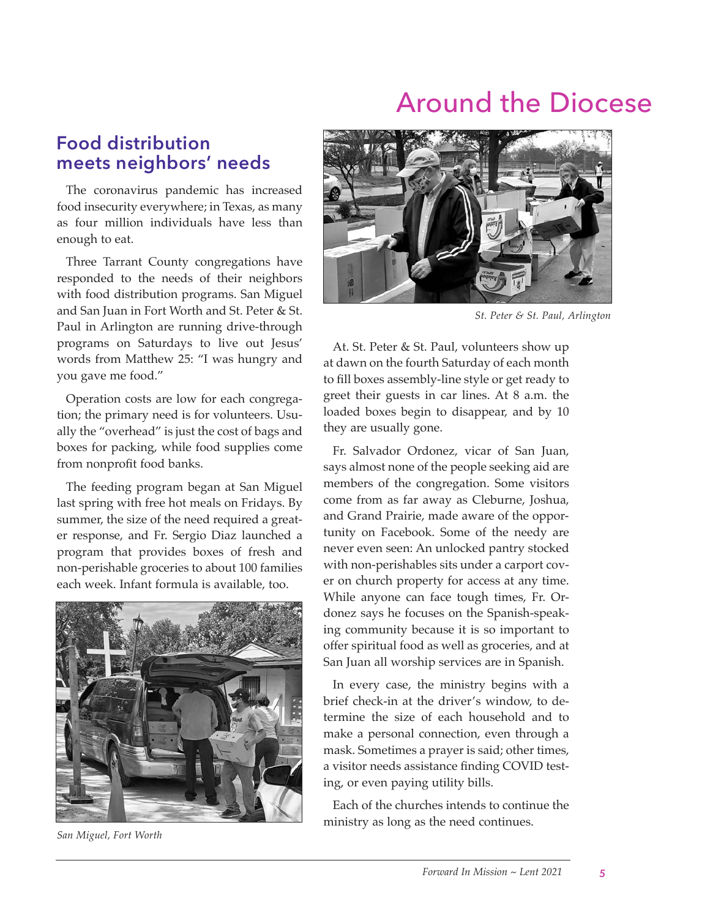# Around the Diocese

## Food distribution meets neighbors' needs

The coronavirus pandemic has increased food insecurity everywhere; in Texas, as many as four million individuals have less than enough to eat.

Three Tarrant County congregations have responded to the needs of their neighbors with food distribution programs. San Miguel and San Juan in Fort Worth and St. Peter & St. Paul in Arlington are running drive-through programs on Saturdays to live out Jesus' words from Matthew 25: "I was hungry and you gave me food."

Operation costs are low for each congregation; the primary need is for volunteers. Usually the "overhead" is just the cost of bags and boxes for packing, while food supplies come from nonprofit food banks.

The feeding program began at San Miguel last spring with free hot meals on Fridays. By summer, the size of the need required a greater response, and Fr. Sergio Diaz launched a program that provides boxes of fresh and non-perishable groceries to about 100 families each week. Infant formula is available, too.

*San Miguel, Fort Worth*

*St. Peter & St. Paul, Arlington*

At St. Peter & St. Paul, volunteers show up at dawn on the fourth Saturday of each month to fill boxes assembly-line style or get ready to greet their guests in car lines. At 8 a.m. the loaded boxes begin to disappear, and by 10 they are usually gone.

Fr. Salvador Ordonez, vicar of San Juan, says almost none of the people seeking aid are members of the congregation. Some visitors come from as far away as Cleburne, Joshua, and Grand Prairie, made aware of the opportunity on Facebook. Some of the needy are never even seen: An unlocked pantry stocked with non-perishables sits under a carport cover on church property for access at any time. While anyone can face tough times, Fr. Ordonez says he focuses on the Spanish-speaking community because it is so important to offer spiritual food as well as groceries, and at San Juan all worship services are in Spanish.

In every case, the ministry begins with a brief check-in at the driver's window, to determine the size of each household and to make a personal connection, even through a mask. Sometimes a prayer is said; other times, a visitor needs assistance finding COVID testing, or even paying utility bills.

Each of the churches intends to continue the ministry as long as the need continues.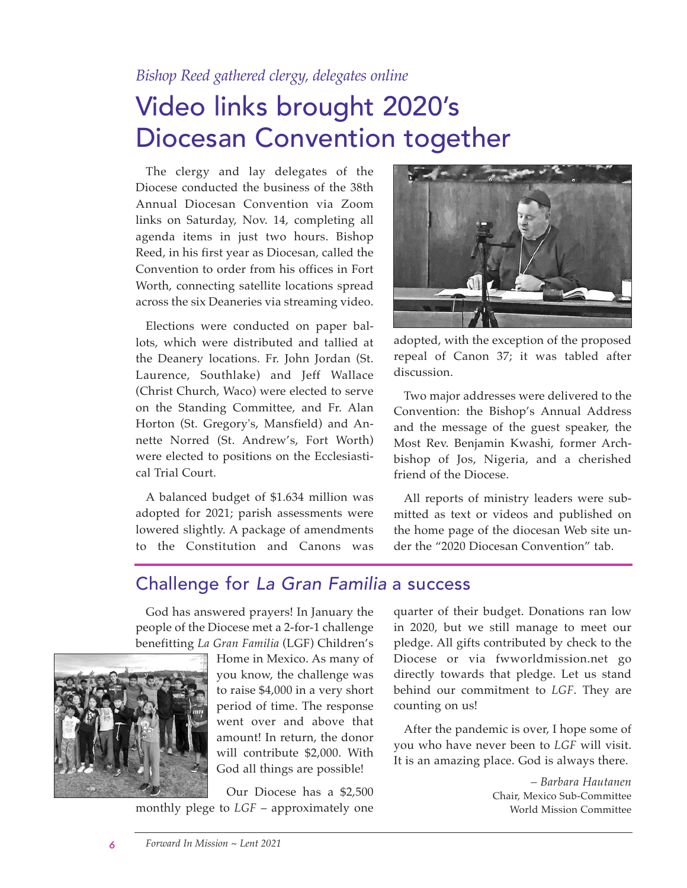*Bishop Reed gathered clergy, delegates online*

# Video links brought 2020's Diocesan Convention together

The clergy and lay delegates of the Diocese conducted the business of the 38th Annual Diocesan Convention via Zoom links on Saturday, Nov. 14, completing all agenda items in just two hours. Bishop Reed, in his first year as Diocesan, called the Convention to order from his offices in Fort Worth, connecting satellite locations spread across the six Deaneries via streaming video.

Elections were conducted on paper ballots, which were distributed and tallied at the Deanery locations. Fr. John Jordan (St. Laurence, Southlake) and Jeff Wallace (Christ Church, Waco) were elected to serve on the Standing Committee, and Fr. Alan Horton (St. Gregory's, Mansfield) and Annette Norred (St. Andrew's, Fort Worth) were elected to positions on the Ecclesiastical Trial Court.

A balanced budget of $1.634 million was adopted for 2021; parish assessments were lowered slightly. A package of amendments to the Constitution and Canons was adopted, with the exception of the proposed repeal of Canon 37; it was tabled after discussion.

Two major addresses were delivered to the Convention: the Bishop's Annual Address and the message of the guest speaker, the Most Rev. Benjamin Kwashi, former Archbishop of Jos, Nigeria, and a cherished friend of the Diocese.

All reports of ministry leaders were submitted as text or videos and published on the home page of the diocesan Web site under the "2020 Diocesan Convention" tab.

## Challenge for *La Gran Familia* a success

God has answered prayers! In January the people of the Diocese met a 2-for-1 challenge benefitting *La Gran Familia* (LGF) Children's Home in Mexico. As many of you know, the challenge was to raise $4,000 in a very short period of time. The response went over and above that amount! In return, the donor will contribute $2,000. With God all things are possible!

Our Diocese has a $2,500 monthly plege to *LGF* – approximately one quarter of their budget. Donations ran low in 2020, but we still manage to meet our pledge. All gifts contributed by check to the Diocese or via fwworldmission.net go directly towards that pledge. Let us stand behind our commitment to *LGF*. They are counting on us!

After the pandemic is over, I hope some of you who have never been to *LGF* will visit. It is an amazing place. God is always there.

– *Barbara Hautanen*
Chair, Mexico Sub-Committee
World Mission Committee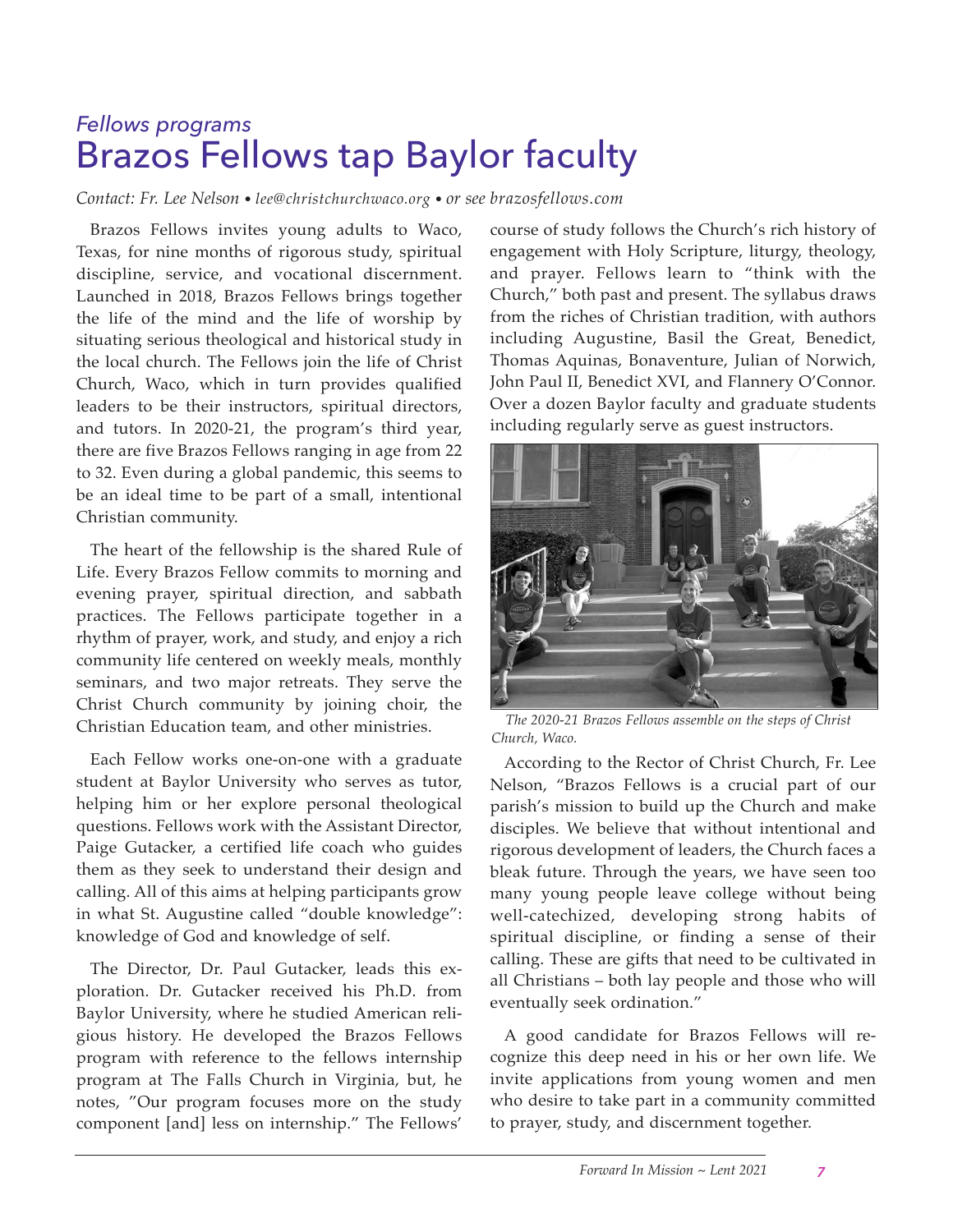*Fellows programs*

# Brazos Fellows tap Baylor faculty

*Contact: Fr. Lee Nelson • lee@christchurchwaco.org • or see brazosfellows.com*

Brazos Fellows invites young adults to Waco, Texas, for nine months of rigorous study, spiritual discipline, service, and vocational discernment. Launched in 2018, Brazos Fellows brings together the life of the mind and the life of worship by situating serious theological and historical study in the local church. The Fellows join the life of Christ Church, Waco, which in turn provides qualified leaders to be their instructors, spiritual directors, and tutors. In 2020-21, the program's third year, there are five Brazos Fellows ranging in age from 22 to 32. Even during a global pandemic, this seems to be an ideal time to be part of a small, intentional Christian community.

The heart of the fellowship is the shared Rule of Life. Every Brazos Fellow commits to morning and evening prayer, spiritual direction, and sabbath practices. The Fellows participate together in a rhythm of prayer, work, and study, and enjoy a rich community life centered on weekly meals, monthly seminars, and two major retreats. They serve the Christ Church community by joining choir, the Christian Education team, and other ministries.

Each Fellow works one-on-one with a graduate student at Baylor University who serves as tutor, helping him or her explore personal theological questions. Fellows work with the Assistant Director, Paige Gutacker, a certified life coach who guides them as they seek to understand their design and calling. All of this aims at helping participants grow in what St. Augustine called "double knowledge": knowledge of God and knowledge of self.

The Director, Dr. Paul Gutacker, leads this exploration. Dr. Gutacker received his Ph.D. from Baylor University, where he studied American religious history. He developed the Brazos Fellows program with reference to the fellows internship program at The Falls Church in Virginia, but, he notes, "Our program focuses more on the study component [and] less on internship." The Fellows' course of study follows the Church's rich history of engagement with Holy Scripture, liturgy, theology, and prayer. Fellows learn to "think with the Church," both past and present. The syllabus draws from the riches of Christian tradition, with authors including Augustine, Basil the Great, Benedict, Thomas Aquinas, Bonaventure, Julian of Norwich, John Paul II, Benedict XVI, and Flannery O'Connor. Over a dozen Baylor faculty and graduate students including regularly serve as guest instructors.

*The 2020-21 Brazos Fellows assemble on the steps of Christ Church, Waco.*

According to the Rector of Christ Church, Fr. Lee Nelson, "Brazos Fellows is a crucial part of our parish's mission to build up the Church and make disciples. We believe that without intentional and rigorous development of leaders, the Church faces a bleak future. Through the years, we have seen too many young people leave college without being well-catechized, developing strong habits of spiritual discipline, or finding a sense of their calling. These are gifts that need to be cultivated in all Christians – both lay people and those who will eventually seek ordination."

A good candidate for Brazos Fellows will recognize this deep need in his or her own life. We invite applications from young women and men who desire to take part in a community committed to prayer, study, and discernment together.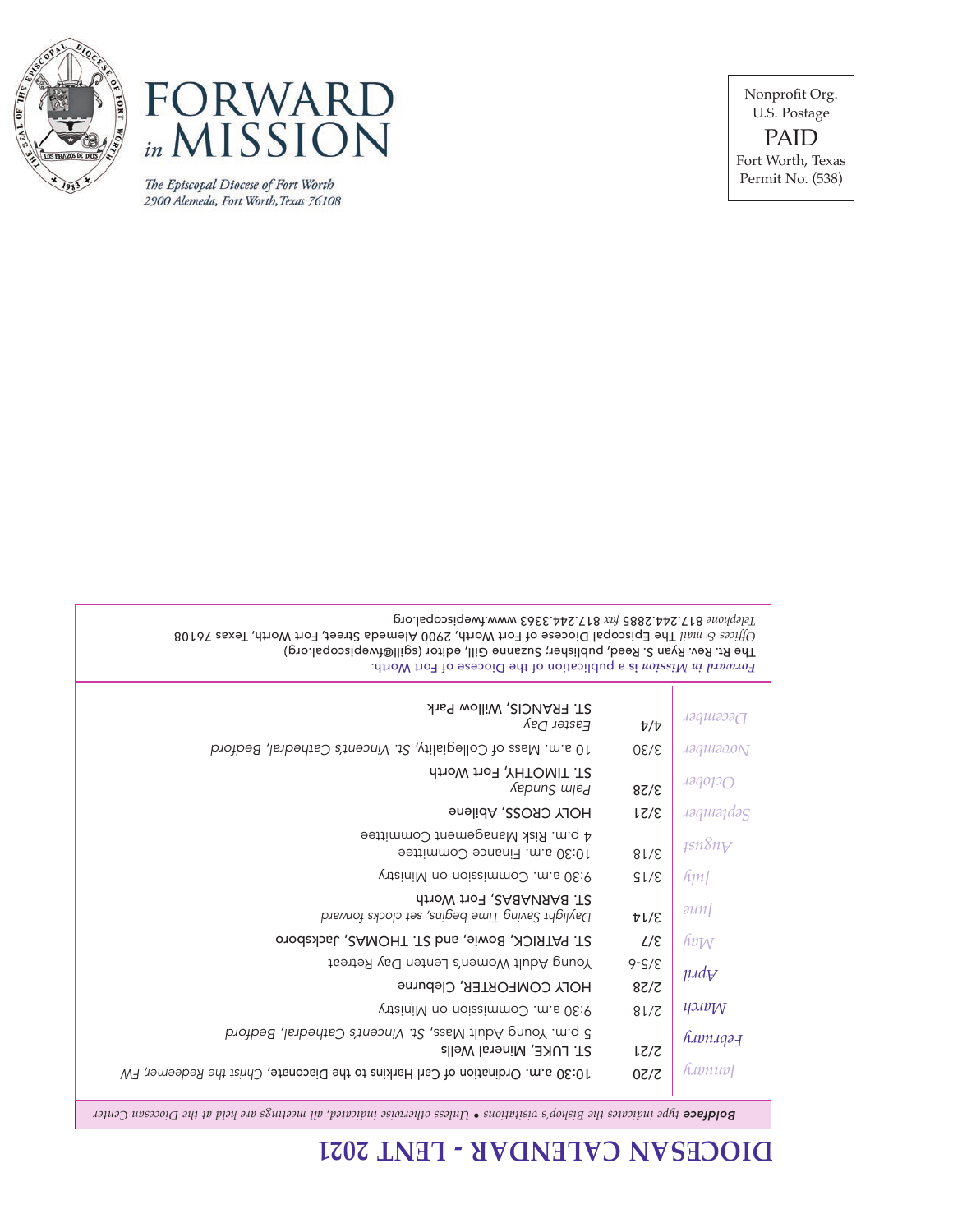# FORWARD *in* MISSION

*The Episcopal Diocese of Fort Worth*
*2900 Alemeda, Fort Worth, Texas 76108*

Nonprofit Org.
U.S. Postage
PAID
Fort Worth, Texas
Permit No. (538)

# DIOCESAN CALENDAR - LENT 2021

***Boldface** type indicates the Bishop's visitations • Unless otherwise indicated, all meetings are held at the Diocesan Center*

| | |
|---|---|
| 2/20 | 10:30 a.m. Ordination of Carl Harkins to the Diaconate, *Christ the Redeemer, FW* |
| 2/21 | **ST. LUKE, Mineral Wells**<br>5 p.m. Young Adult Mass, *St. Vincent's Cathedral, Bedford* |
| 2/18 | 9:30 a.m. Commission on Ministry |
| 2/28 | **HOLY COMFORTER, Cleburne** |
| 3/5-6 | Young Adult Women's Lenten Day Retreat |
| 3/7 | **ST. PATRICK, Bowie, and ST. THOMAS, Jacksboro** |
| 3/14 | *Daylight Saving Time begins, set clocks forward*<br>**ST. BARNABAS, Fort Worth** |
| 3/15 | 9:30 a.m. Commission on Ministry |
| 3/18 | 10:30 a.m. Finance Committee<br>4 p.m. Risk Management Committee |
| 3/21 | **HOLY CROSS, Abilene** |
| 3/28 | *Palm Sunday*<br>**ST. TIMOTHY, Fort Worth** |
| 3/30 | 10 a.m. Mass of Collegiality, *St. Vincent's Cathedral, Bedford* |
| 4/4 | *Easter Day*<br>**ST. FRANCIS, Willow Park** |

*Forward in Mission* is a publication of the Diocese of Fort Worth.
The Rt. Rev. Ryan S. Reed, publisher; Suzanne Gill, editor (sgill@fwepiscopal.org)
*Offices & mail* The Episcopal Diocese of Fort Worth, 2900 Alemeda Street, Fort Worth, Texas 76108
*Telephone* 817.244.2885 *fax* 817.244.3363 www.fwepiscopal.org